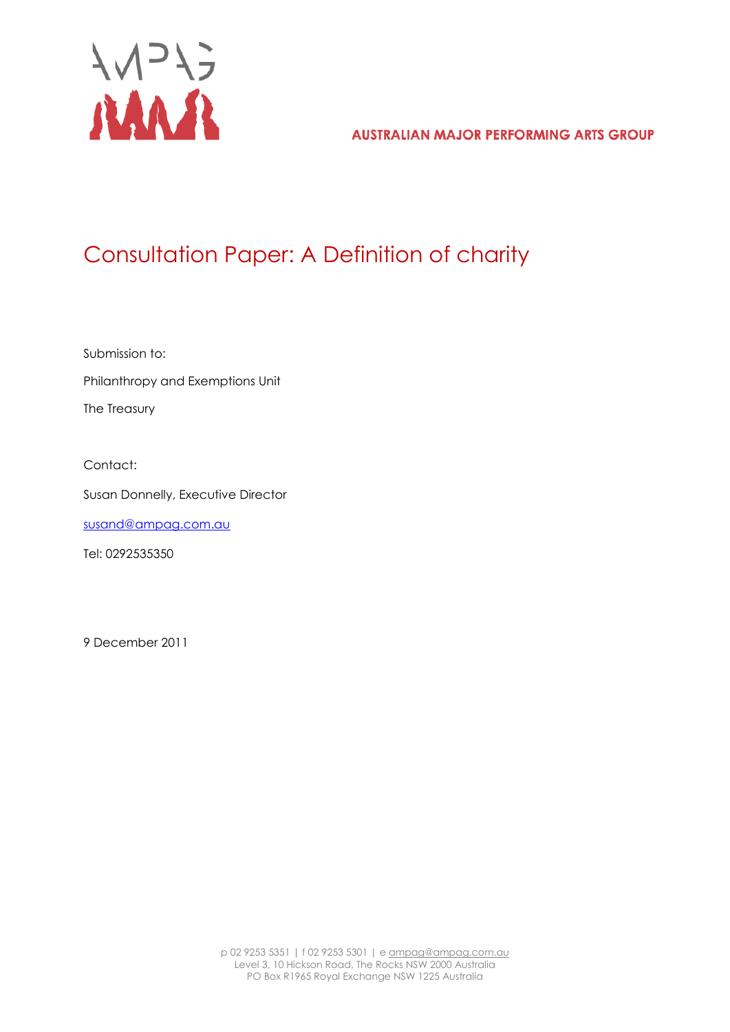AUSTRALIAN MAJOR PERFORMING ARTS GROUP

# Consultation Paper: A Definition of charity

Submission to:

Philanthropy and Exemptions Unit

The Treasury

Contact:

Susan Donnelly, Executive Director

susand@ampag.com.au

Tel: 0292535350

9 December 2011

p 02 9253 5351 | f 02 9253 5301 | e ampag@ampag.com.au
Level 3, 10 Hickson Road, The Rocks NSW 2000 Australia
PO Box R1965 Royal Exchange NSW 1225 Australia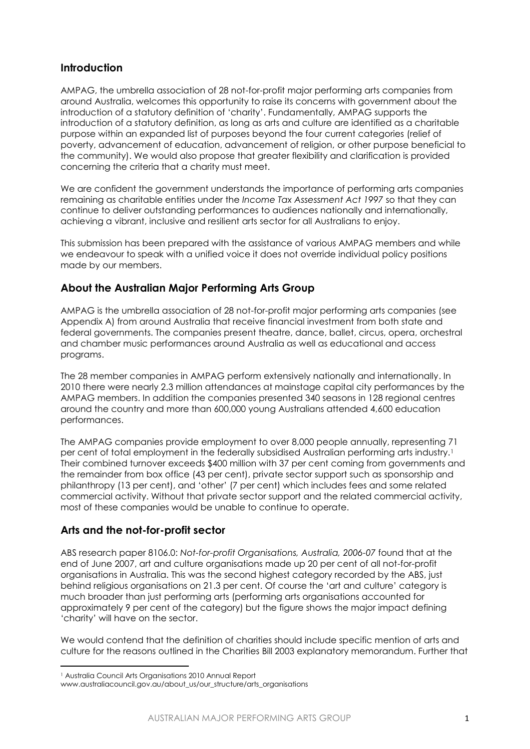## Introduction

AMPAG, the umbrella association of 28 not-for-profit major performing arts companies from around Australia, welcomes this opportunity to raise its concerns with government about the introduction of a statutory definition of 'charity'. Fundamentally, AMPAG supports the introduction of a statutory definition, as long as arts and culture are identified as a charitable purpose within an expanded list of purposes beyond the four current categories (relief of poverty, advancement of education, advancement of religion, or other purpose beneficial to the community). We would also propose that greater flexibility and clarification is provided concerning the criteria that a charity must meet.

We are confident the government understands the importance of performing arts companies remaining as charitable entities under the *Income Tax Assessment Act 1997* so that they can continue to deliver outstanding performances to audiences nationally and internationally, achieving a vibrant, inclusive and resilient arts sector for all Australians to enjoy.

This submission has been prepared with the assistance of various AMPAG members and while we endeavour to speak with a unified voice it does not override individual policy positions made by our members.

## About the Australian Major Performing Arts Group

AMPAG is the umbrella association of 28 not-for-profit major performing arts companies (see Appendix A) from around Australia that receive financial investment from both state and federal governments. The companies present theatre, dance, ballet, circus, opera, orchestral and chamber music performances around Australia as well as educational and access programs.

The 28 member companies in AMPAG perform extensively nationally and internationally. In 2010 there were nearly 2.3 million attendances at mainstage capital city performances by the AMPAG members. In addition the companies presented 340 seasons in 128 regional centres around the country and more than 600,000 young Australians attended 4,600 education performances.

The AMPAG companies provide employment to over 8,000 people annually, representing 71 per cent of total employment in the federally subsidised Australian performing arts industry.[1] Their combined turnover exceeds $400 million with 37 per cent coming from governments and the remainder from box office (43 per cent), private sector support such as sponsorship and philanthropy (13 per cent), and 'other' (7 per cent) which includes fees and some related commercial activity. Without that private sector support and the related commercial activity, most of these companies would be unable to continue to operate.

## Arts and the not-for-profit sector

ABS research paper 8106.0: *Not-for-profit Organisations, Australia, 2006-07* found that at the end of June 2007, art and culture organisations made up 20 per cent of all not-for-profit organisations in Australia. This was the second highest category recorded by the ABS, just behind religious organisations on 21.3 per cent. Of course the 'art and culture' category is much broader than just performing arts (performing arts organisations accounted for approximately 9 per cent of the category) but the figure shows the major impact defining 'charity' will have on the sector.

We would contend that the definition of charities should include specific mention of arts and culture for the reasons outlined in the Charities Bill 2003 explanatory memorandum. Further that

---

[1] Australia Council Arts Organisations 2010 Annual Report
www.australiacouncil.gov.au/about_us/our_structure/arts_organisations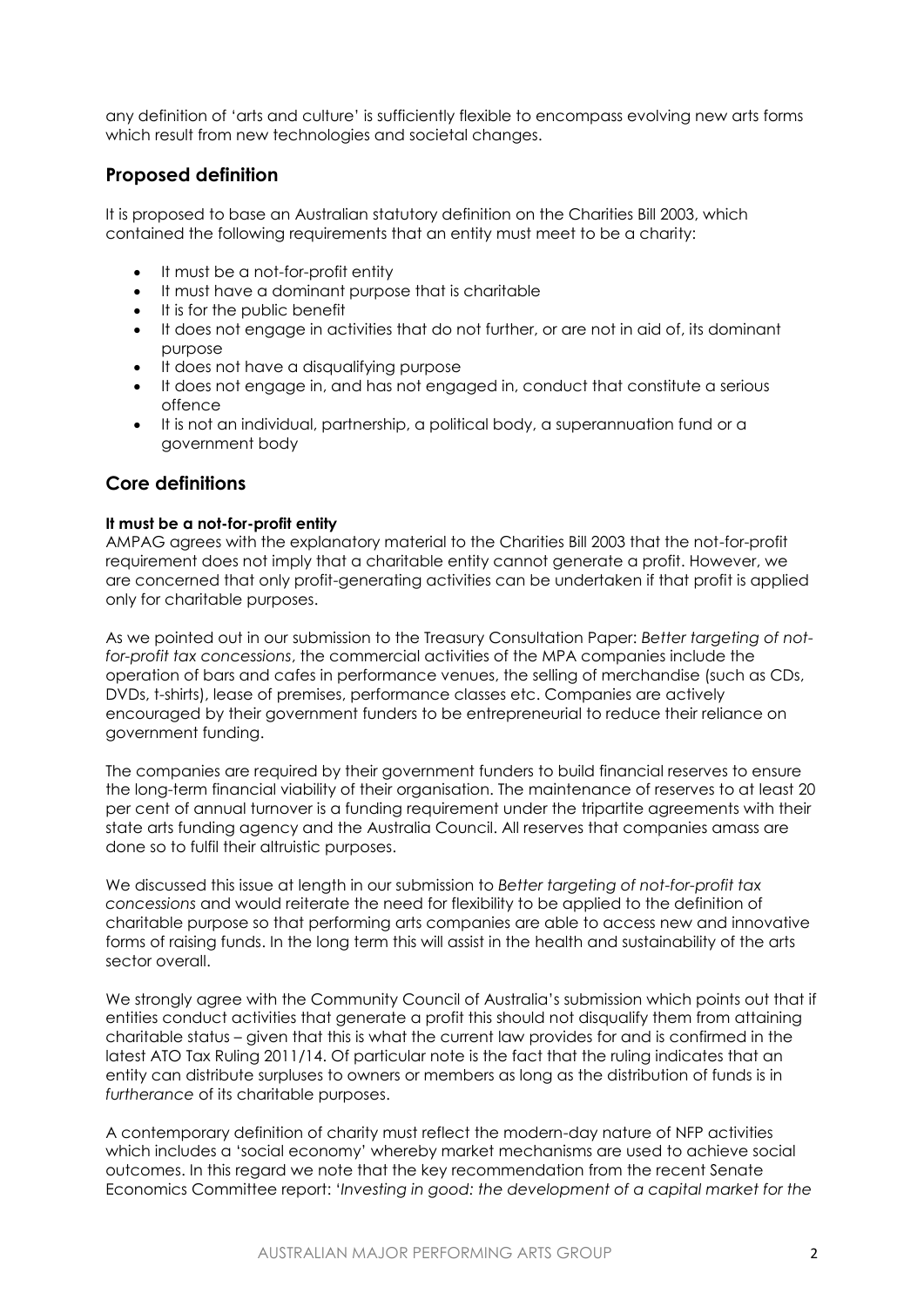any definition of 'arts and culture' is sufficiently flexible to encompass evolving new arts forms which result from new technologies and societal changes.

## Proposed definition

It is proposed to base an Australian statutory definition on the Charities Bill 2003, which contained the following requirements that an entity must meet to be a charity:

- It must be a not-for-profit entity
- It must have a dominant purpose that is charitable
- It is for the public benefit
- It does not engage in activities that do not further, or are not in aid of, its dominant purpose
- It does not have a disqualifying purpose
- It does not engage in, and has not engaged in, conduct that constitute a serious offence
- It is not an individual, partnership, a political body, a superannuation fund or a government body

## Core definitions

**It must be a not-for-profit entity**

AMPAG agrees with the explanatory material to the Charities Bill 2003 that the not-for-profit requirement does not imply that a charitable entity cannot generate a profit. However, we are concerned that only profit-generating activities can be undertaken if that profit is applied only for charitable purposes.

As we pointed out in our submission to the Treasury Consultation Paper: *Better targeting of not-for-profit tax concessions*, the commercial activities of the MPA companies include the operation of bars and cafes in performance venues, the selling of merchandise (such as CDs, DVDs, t-shirts), lease of premises, performance classes etc. Companies are actively encouraged by their government funders to be entrepreneurial to reduce their reliance on government funding.

The companies are required by their government funders to build financial reserves to ensure the long-term financial viability of their organisation. The maintenance of reserves to at least 20 per cent of annual turnover is a funding requirement under the tripartite agreements with their state arts funding agency and the Australia Council. All reserves that companies amass are done so to fulfil their altruistic purposes.

We discussed this issue at length in our submission to *Better targeting of not-for-profit tax concessions* and would reiterate the need for flexibility to be applied to the definition of charitable purpose so that performing arts companies are able to access new and innovative forms of raising funds. In the long term this will assist in the health and sustainability of the arts sector overall.

We strongly agree with the Community Council of Australia's submission which points out that if entities conduct activities that generate a profit this should not disqualify them from attaining charitable status – given that this is what the current law provides for and is confirmed in the latest ATO Tax Ruling 2011/14. Of particular note is the fact that the ruling indicates that an entity can distribute surpluses to owners or members as long as the distribution of funds is in *furtherance* of its charitable purposes.

A contemporary definition of charity must reflect the modern-day nature of NFP activities which includes a 'social economy' whereby market mechanisms are used to achieve social outcomes. In this regard we note that the key recommendation from the recent Senate Economics Committee report: '*Investing in good: the development of a capital market for the*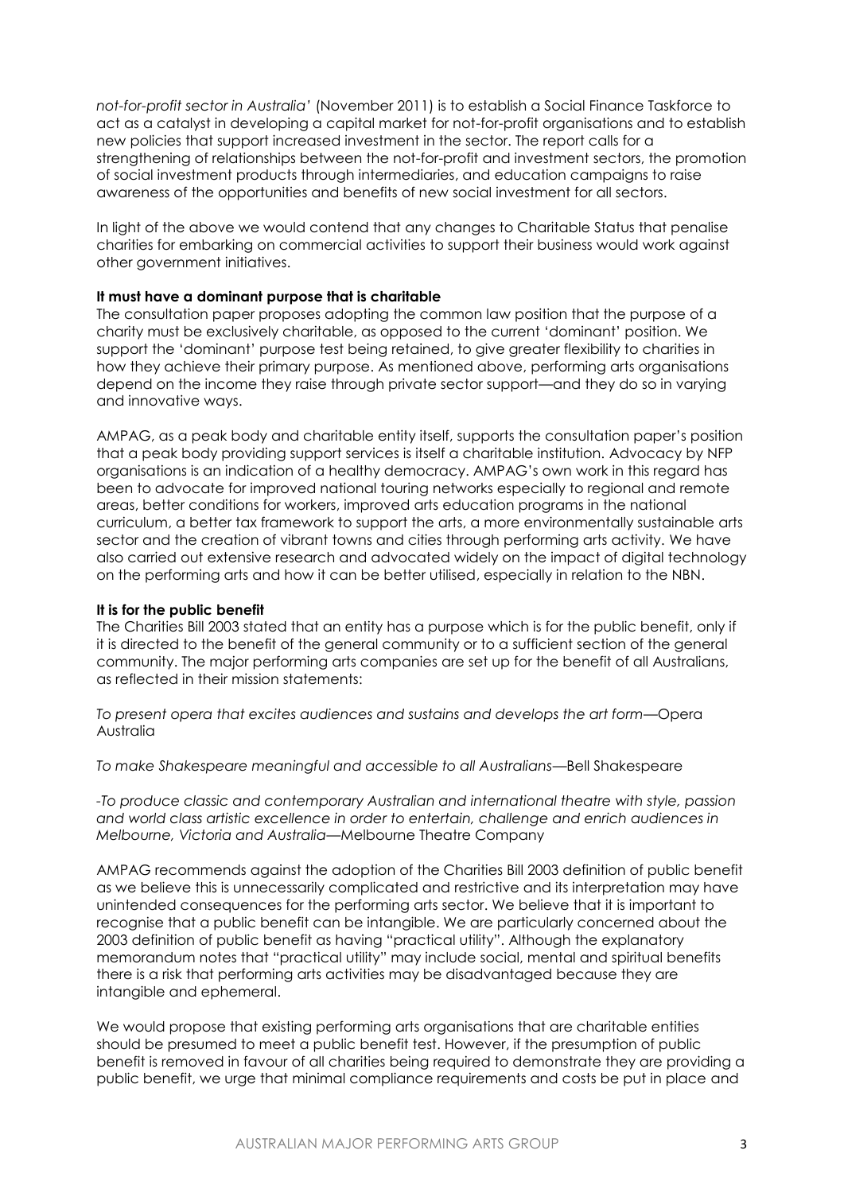*not-for-profit sector in Australia'* (November 2011) is to establish a Social Finance Taskforce to act as a catalyst in developing a capital market for not-for-profit organisations and to establish new policies that support increased investment in the sector. The report calls for a strengthening of relationships between the not-for-profit and investment sectors, the promotion of social investment products through intermediaries, and education campaigns to raise awareness of the opportunities and benefits of new social investment for all sectors.

In light of the above we would contend that any changes to Charitable Status that penalise charities for embarking on commercial activities to support their business would work against other government initiatives.

**It must have a dominant purpose that is charitable**

The consultation paper proposes adopting the common law position that the purpose of a charity must be exclusively charitable, as opposed to the current 'dominant' position. We support the 'dominant' purpose test being retained, to give greater flexibility to charities in how they achieve their primary purpose. As mentioned above, performing arts organisations depend on the income they raise through private sector support—and they do so in varying and innovative ways.

AMPAG, as a peak body and charitable entity itself, supports the consultation paper's position that a peak body providing support services is itself a charitable institution. Advocacy by NFP organisations is an indication of a healthy democracy. AMPAG's own work in this regard has been to advocate for improved national touring networks especially to regional and remote areas, better conditions for workers, improved arts education programs in the national curriculum, a better tax framework to support the arts, a more environmentally sustainable arts sector and the creation of vibrant towns and cities through performing arts activity. We have also carried out extensive research and advocated widely on the impact of digital technology on the performing arts and how it can be better utilised, especially in relation to the NBN.

**It is for the public benefit**

The Charities Bill 2003 stated that an entity has a purpose which is for the public benefit, only if it is directed to the benefit of the general community or to a sufficient section of the general community. The major performing arts companies are set up for the benefit of all Australians, as reflected in their mission statements:

*To present opera that excites audiences and sustains and develops the art form*—Opera Australia

*To make Shakespeare meaningful and accessible to all Australians*—Bell Shakespeare

-*To produce classic and contemporary Australian and international theatre with style, passion and world class artistic excellence in order to entertain, challenge and enrich audiences in Melbourne, Victoria and Australia*—Melbourne Theatre Company

AMPAG recommends against the adoption of the Charities Bill 2003 definition of public benefit as we believe this is unnecessarily complicated and restrictive and its interpretation may have unintended consequences for the performing arts sector. We believe that it is important to recognise that a public benefit can be intangible. We are particularly concerned about the 2003 definition of public benefit as having "practical utility". Although the explanatory memorandum notes that "practical utility" may include social, mental and spiritual benefits there is a risk that performing arts activities may be disadvantaged because they are intangible and ephemeral.

We would propose that existing performing arts organisations that are charitable entities should be presumed to meet a public benefit test. However, if the presumption of public benefit is removed in favour of all charities being required to demonstrate they are providing a public benefit, we urge that minimal compliance requirements and costs be put in place and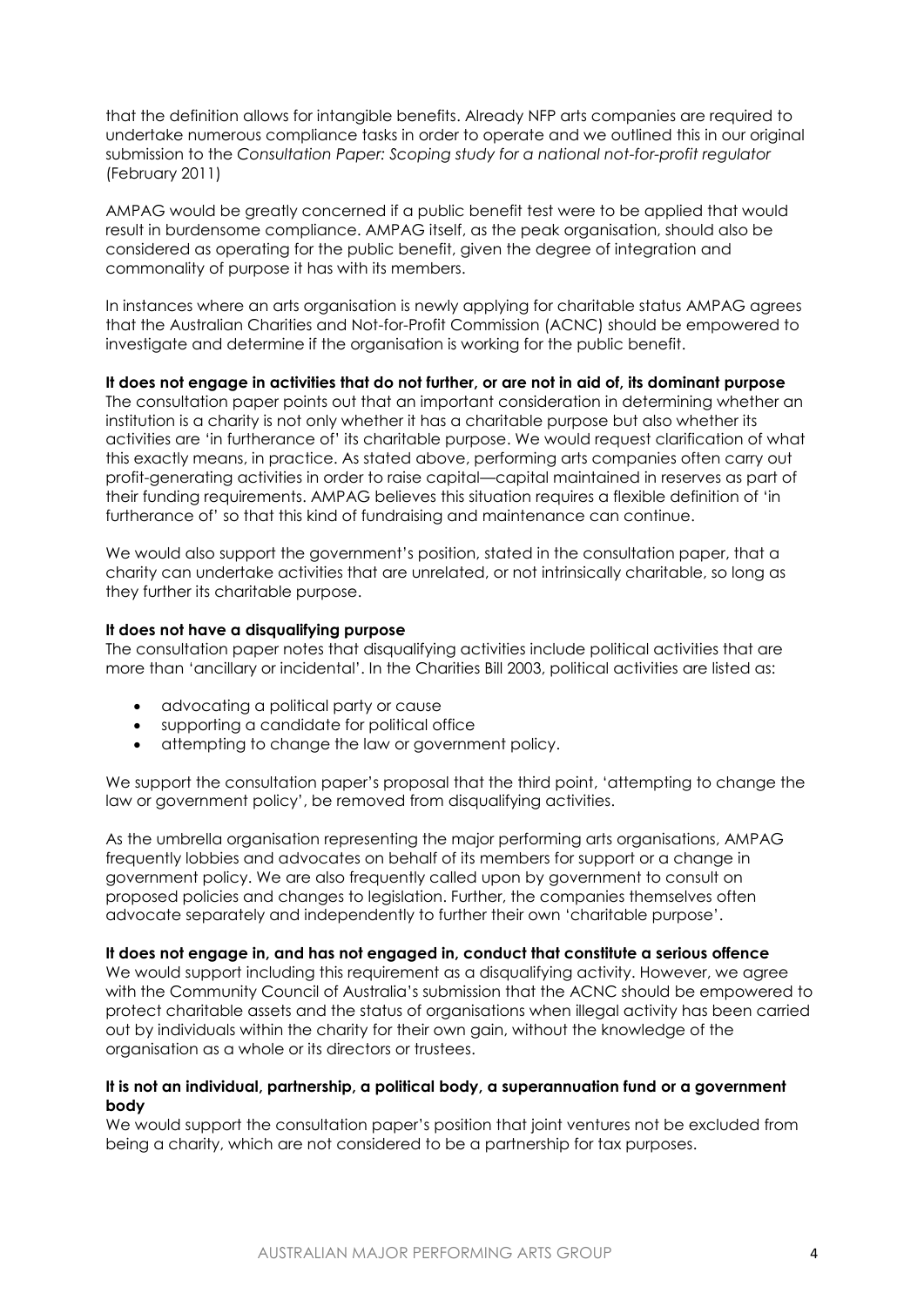that the definition allows for intangible benefits. Already NFP arts companies are required to undertake numerous compliance tasks in order to operate and we outlined this in our original submission to the *Consultation Paper: Scoping study for a national not-for-profit regulator* (February 2011)

AMPAG would be greatly concerned if a public benefit test were to be applied that would result in burdensome compliance. AMPAG itself, as the peak organisation, should also be considered as operating for the public benefit, given the degree of integration and commonality of purpose it has with its members.

In instances where an arts organisation is newly applying for charitable status AMPAG agrees that the Australian Charities and Not-for-Profit Commission (ACNC) should be empowered to investigate and determine if the organisation is working for the public benefit.

**It does not engage in activities that do not further, or are not in aid of, its dominant purpose**

The consultation paper points out that an important consideration in determining whether an institution is a charity is not only whether it has a charitable purpose but also whether its activities are 'in furtherance of' its charitable purpose. We would request clarification of what this exactly means, in practice. As stated above, performing arts companies often carry out profit-generating activities in order to raise capital—capital maintained in reserves as part of their funding requirements. AMPAG believes this situation requires a flexible definition of 'in furtherance of' so that this kind of fundraising and maintenance can continue.

We would also support the government's position, stated in the consultation paper, that a charity can undertake activities that are unrelated, or not intrinsically charitable, so long as they further its charitable purpose.

**It does not have a disqualifying purpose**

The consultation paper notes that disqualifying activities include political activities that are more than 'ancillary or incidental'. In the Charities Bill 2003, political activities are listed as:

- advocating a political party or cause
- supporting a candidate for political office
- attempting to change the law or government policy.

We support the consultation paper's proposal that the third point, 'attempting to change the law or government policy', be removed from disqualifying activities.

As the umbrella organisation representing the major performing arts organisations, AMPAG frequently lobbies and advocates on behalf of its members for support or a change in government policy. We are also frequently called upon by government to consult on proposed policies and changes to legislation. Further, the companies themselves often advocate separately and independently to further their own 'charitable purpose'.

**It does not engage in, and has not engaged in, conduct that constitute a serious offence**

We would support including this requirement as a disqualifying activity. However, we agree with the Community Council of Australia's submission that the ACNC should be empowered to protect charitable assets and the status of organisations when illegal activity has been carried out by individuals within the charity for their own gain, without the knowledge of the organisation as a whole or its directors or trustees.

**It is not an individual, partnership, a political body, a superannuation fund or a government body**

We would support the consultation paper's position that joint ventures not be excluded from being a charity, which are not considered to be a partnership for tax purposes.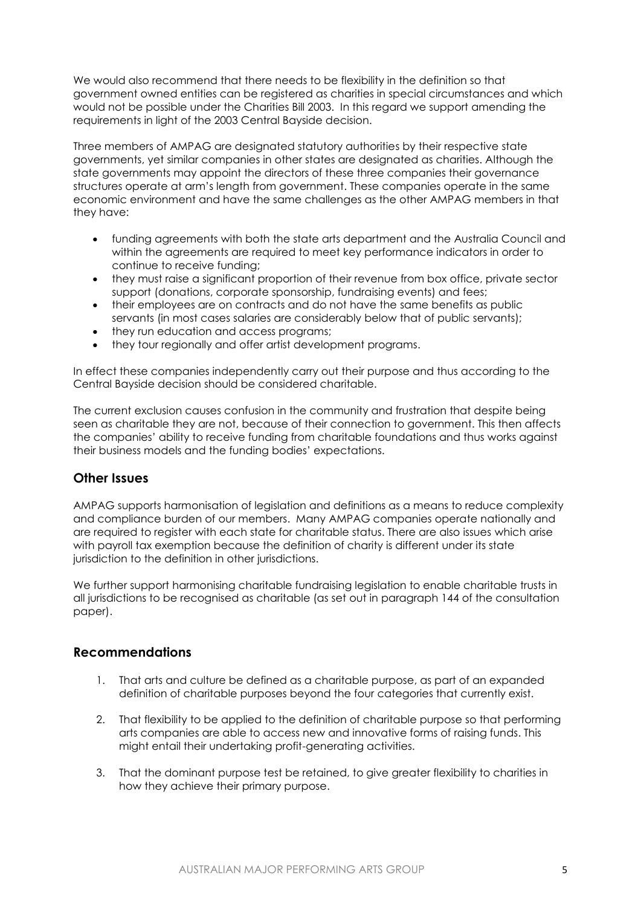We would also recommend that there needs to be flexibility in the definition so that government owned entities can be registered as charities in special circumstances and which would not be possible under the Charities Bill 2003. In this regard we support amending the requirements in light of the 2003 Central Bayside decision.

Three members of AMPAG are designated statutory authorities by their respective state governments, yet similar companies in other states are designated as charities. Although the state governments may appoint the directors of these three companies their governance structures operate at arm's length from government. These companies operate in the same economic environment and have the same challenges as the other AMPAG members in that they have:

- funding agreements with both the state arts department and the Australia Council and within the agreements are required to meet key performance indicators in order to continue to receive funding;
- they must raise a significant proportion of their revenue from box office, private sector support (donations, corporate sponsorship, fundraising events) and fees;
- their employees are on contracts and do not have the same benefits as public servants (in most cases salaries are considerably below that of public servants);
- they run education and access programs;
- they tour regionally and offer artist development programs.

In effect these companies independently carry out their purpose and thus according to the Central Bayside decision should be considered charitable.

The current exclusion causes confusion in the community and frustration that despite being seen as charitable they are not, because of their connection to government. This then affects the companies' ability to receive funding from charitable foundations and thus works against their business models and the funding bodies' expectations.

## Other Issues

AMPAG supports harmonisation of legislation and definitions as a means to reduce complexity and compliance burden of our members. Many AMPAG companies operate nationally and are required to register with each state for charitable status. There are also issues which arise with payroll tax exemption because the definition of charity is different under its state jurisdiction to the definition in other jurisdictions.

We further support harmonising charitable fundraising legislation to enable charitable trusts in all jurisdictions to be recognised as charitable (as set out in paragraph 144 of the consultation paper).

## Recommendations

1. That arts and culture be defined as a charitable purpose, as part of an expanded definition of charitable purposes beyond the four categories that currently exist.

2. That flexibility to be applied to the definition of charitable purpose so that performing arts companies are able to access new and innovative forms of raising funds. This might entail their undertaking profit-generating activities.

3. That the dominant purpose test be retained, to give greater flexibility to charities in how they achieve their primary purpose.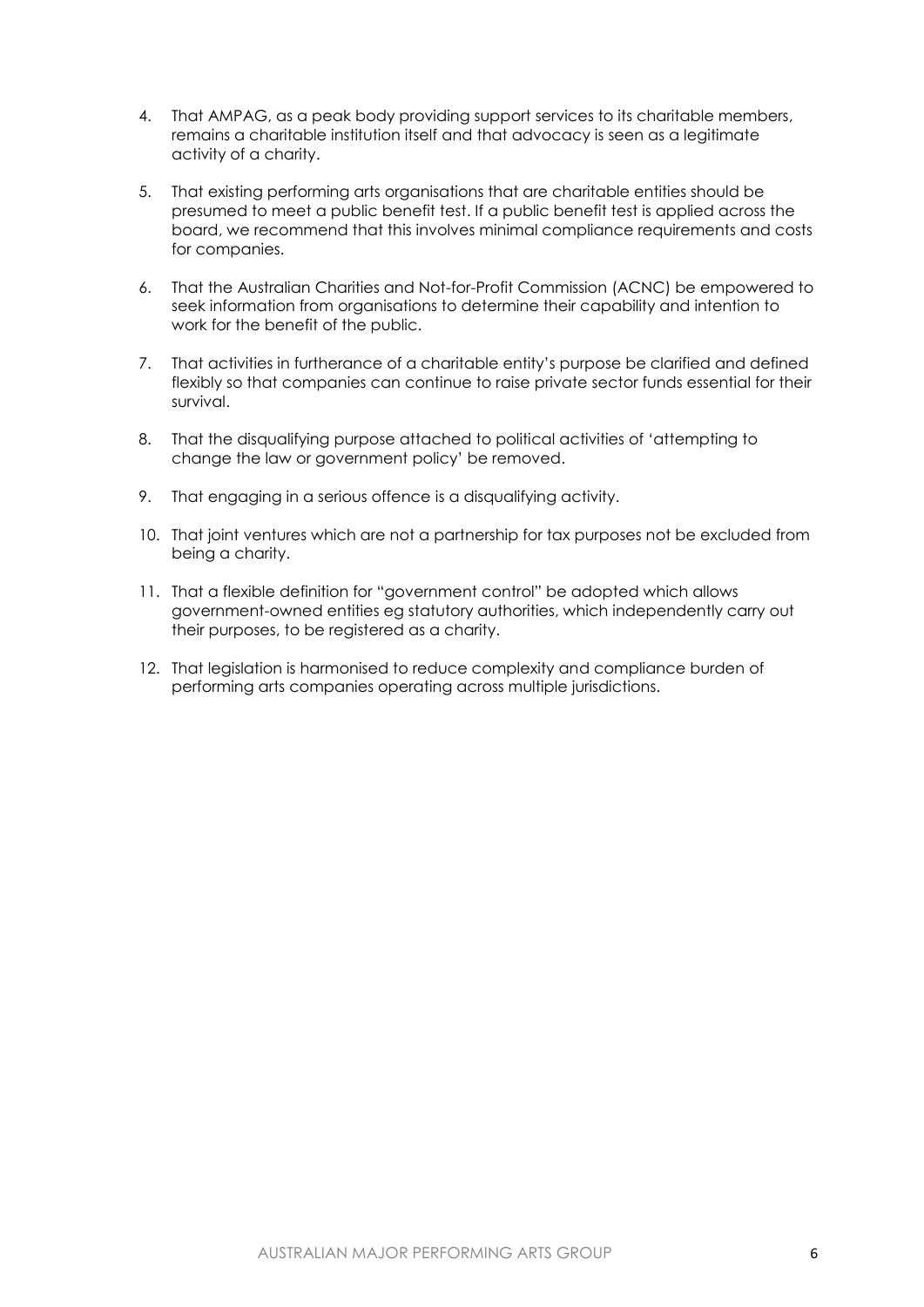4. That AMPAG, as a peak body providing support services to its charitable members, remains a charitable institution itself and that advocacy is seen as a legitimate activity of a charity.

5. That existing performing arts organisations that are charitable entities should be presumed to meet a public benefit test. If a public benefit test is applied across the board, we recommend that this involves minimal compliance requirements and costs for companies.

6. That the Australian Charities and Not-for-Profit Commission (ACNC) be empowered to seek information from organisations to determine their capability and intention to work for the benefit of the public.

7. That activities in furtherance of a charitable entity's purpose be clarified and defined flexibly so that companies can continue to raise private sector funds essential for their survival.

8. That the disqualifying purpose attached to political activities of 'attempting to change the law or government policy' be removed.

9. That engaging in a serious offence is a disqualifying activity.

10. That joint ventures which are not a partnership for tax purposes not be excluded from being a charity.

11. That a flexible definition for "government control" be adopted which allows government-owned entities eg statutory authorities, which independently carry out their purposes, to be registered as a charity.

12. That legislation is harmonised to reduce complexity and compliance burden of performing arts companies operating across multiple jurisdictions.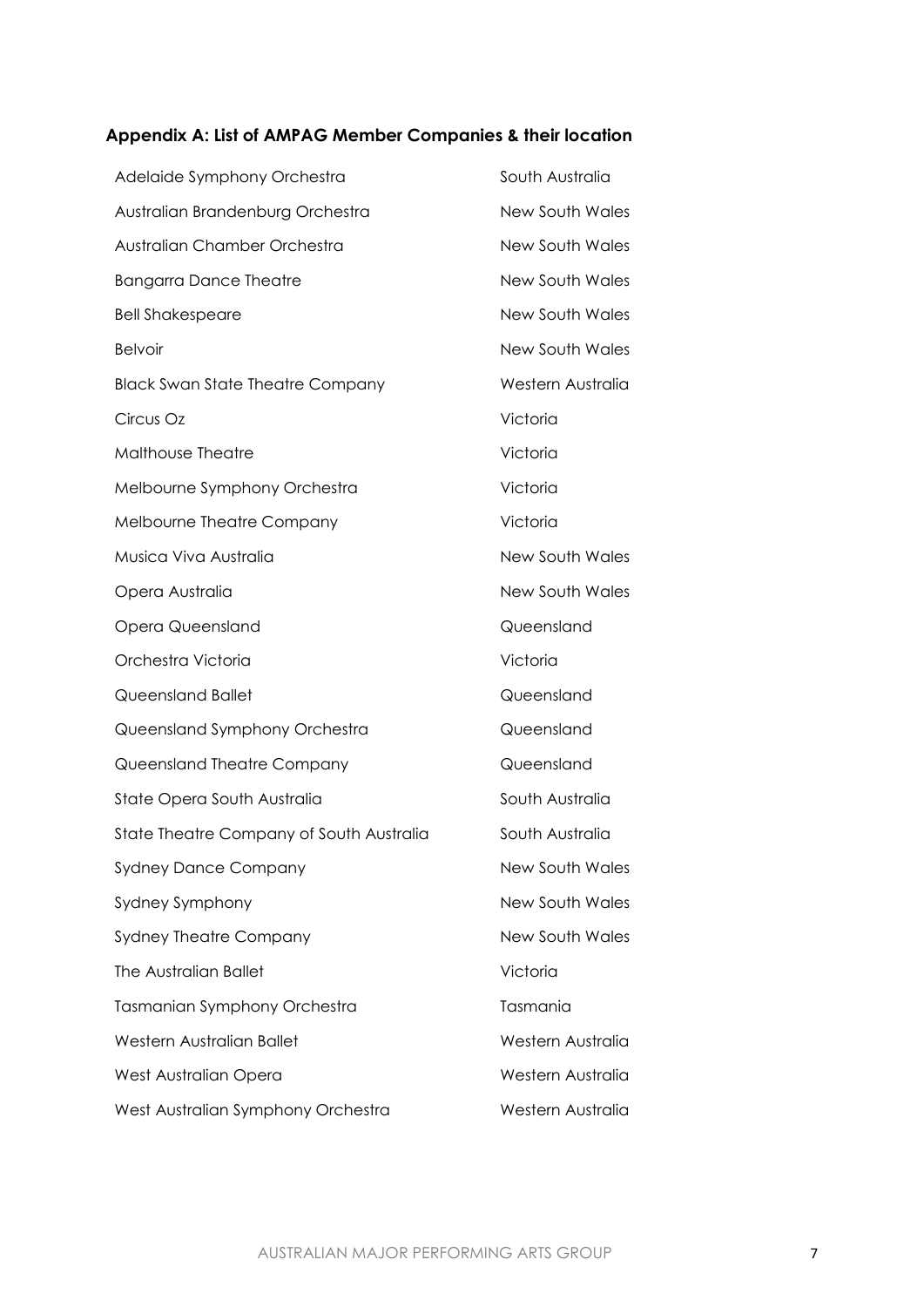**Appendix A: List of AMPAG Member Companies & their location**

| | |
|---|---|
| Adelaide Symphony Orchestra | South Australia |
| Australian Brandenburg Orchestra | New South Wales |
| Australian Chamber Orchestra | New South Wales |
| Bangarra Dance Theatre | New South Wales |
| Bell Shakespeare | New South Wales |
| Belvoir | New South Wales |
| Black Swan State Theatre Company | Western Australia |
| Circus Oz | Victoria |
| Malthouse Theatre | Victoria |
| Melbourne Symphony Orchestra | Victoria |
| Melbourne Theatre Company | Victoria |
| Musica Viva Australia | New South Wales |
| Opera Australia | New South Wales |
| Opera Queensland | Queensland |
| Orchestra Victoria | Victoria |
| Queensland Ballet | Queensland |
| Queensland Symphony Orchestra | Queensland |
| Queensland Theatre Company | Queensland |
| State Opera South Australia | South Australia |
| State Theatre Company of South Australia | South Australia |
| Sydney Dance Company | New South Wales |
| Sydney Symphony | New South Wales |
| Sydney Theatre Company | New South Wales |
| The Australian Ballet | Victoria |
| Tasmanian Symphony Orchestra | Tasmania |
| Western Australian Ballet | Western Australia |
| West Australian Opera | Western Australia |
| West Australian Symphony Orchestra | Western Australia |